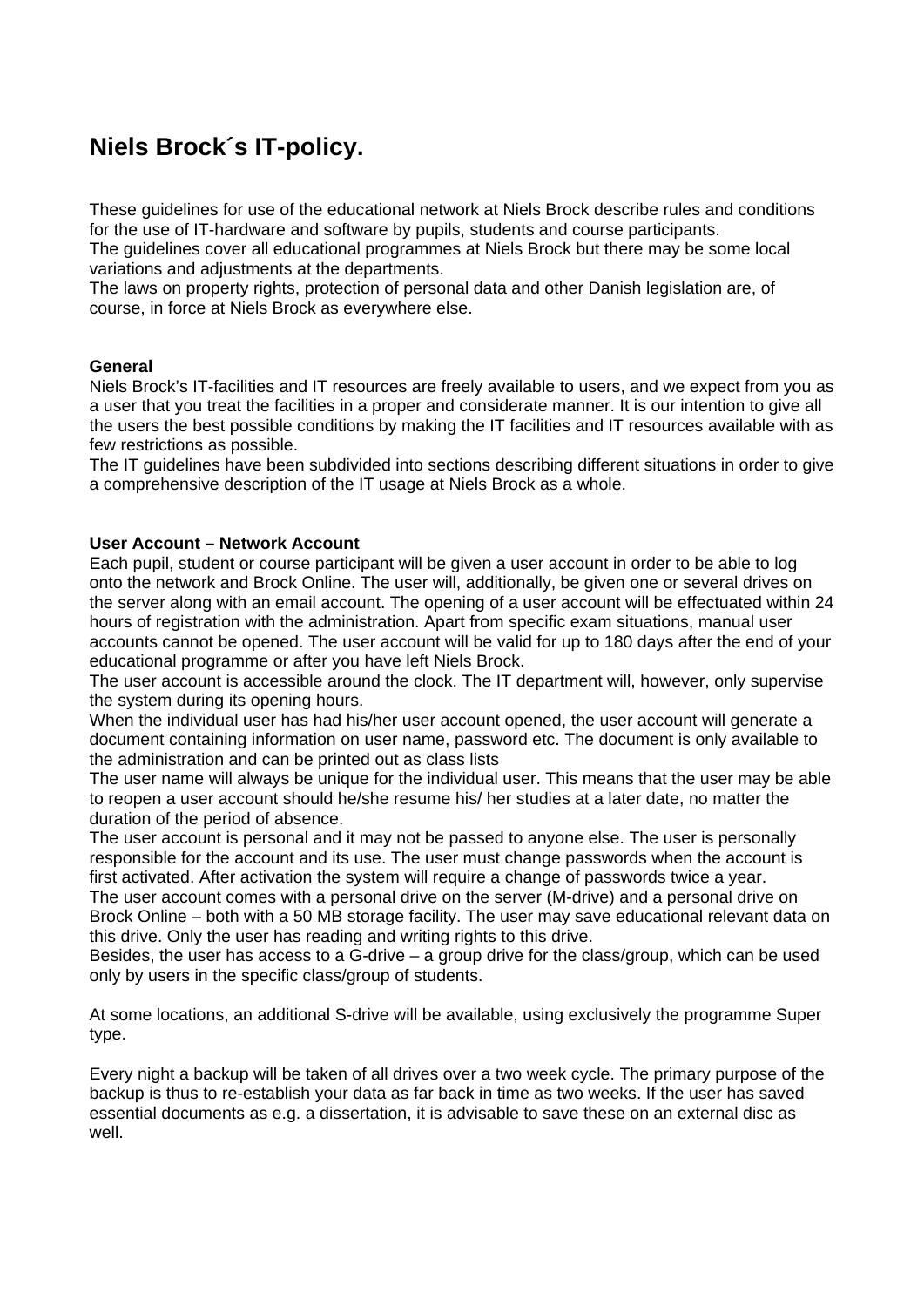# Niels Brock´s IT-policy.

These guidelines for use of the educational network at Niels Brock describe rules and conditions for the use of IT-hardware and software by pupils, students and course participants.
The guidelines cover all educational programmes at Niels Brock but there may be some local variations and adjustments at the departments.
The laws on property rights, protection of personal data and other Danish legislation are, of course, in force at Niels Brock as everywhere else.

**General**
Niels Brock's IT-facilities and IT resources are freely available to users, and we expect from you as a user that you treat the facilities in a proper and considerate manner. It is our intention to give all the users the best possible conditions by making the IT facilities and IT resources available with as few restrictions as possible.
The IT guidelines have been subdivided into sections describing different situations in order to give a comprehensive description of the IT usage at Niels Brock as a whole.

**User Account – Network Account**
Each pupil, student or course participant will be given a user account in order to be able to log onto the network and Brock Online. The user will, additionally, be given one or several drives on the server along with an email account. The opening of a user account will be effectuated within 24 hours of registration with the administration. Apart from specific exam situations, manual user accounts cannot be opened. The user account will be valid for up to 180 days after the end of your educational programme or after you have left Niels Brock.
The user account is accessible around the clock. The IT department will, however, only supervise the system during its opening hours.
When the individual user has had his/her user account opened, the user account will generate a document containing information on user name, password etc. The document is only available to the administration and can be printed out as class lists
The user name will always be unique for the individual user. This means that the user may be able to reopen a user account should he/she resume his/ her studies at a later date, no matter the duration of the period of absence.
The user account is personal and it may not be passed to anyone else. The user is personally responsible for the account and its use. The user must change passwords when the account is first activated. After activation the system will require a change of passwords twice a year.
The user account comes with a personal drive on the server (M-drive) and a personal drive on Brock Online – both with a 50 MB storage facility. The user may save educational relevant data on this drive. Only the user has reading and writing rights to this drive.
Besides, the user has access to a G-drive – a group drive for the class/group, which can be used only by users in the specific class/group of students.

At some locations, an additional S-drive will be available, using exclusively the programme Super type.

Every night a backup will be taken of all drives over a two week cycle. The primary purpose of the backup is thus to re-establish your data as far back in time as two weeks. If the user has saved essential documents as e.g. a dissertation, it is advisable to save these on an external disc as well.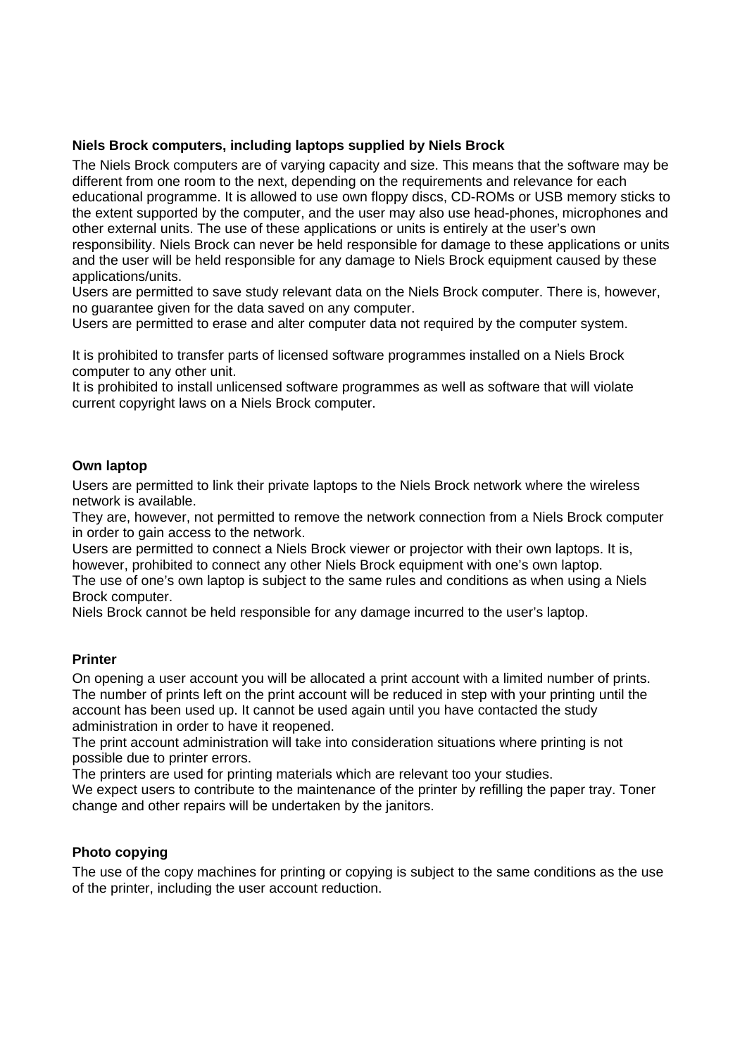**Niels Brock computers, including laptops supplied by Niels Brock**

The Niels Brock computers are of varying capacity and size. This means that the software may be different from one room to the next, depending on the requirements and relevance for each educational programme. It is allowed to use own floppy discs, CD-ROMs or USB memory sticks to the extent supported by the computer, and the user may also use head-phones, microphones and other external units. The use of these applications or units is entirely at the user's own responsibility. Niels Brock can never be held responsible for damage to these applications or units and the user will be held responsible for any damage to Niels Brock equipment caused by these applications/units.
Users are permitted to save study relevant data on the Niels Brock computer. There is, however, no guarantee given for the data saved on any computer.
Users are permitted to erase and alter computer data not required by the computer system.

It is prohibited to transfer parts of licensed software programmes installed on a Niels Brock computer to any other unit.
It is prohibited to install unlicensed software programmes as well as software that will violate current copyright laws on a Niels Brock computer.

**Own laptop**

Users are permitted to link their private laptops to the Niels Brock network where the wireless network is available.
They are, however, not permitted to remove the network connection from a Niels Brock computer in order to gain access to the network.
Users are permitted to connect a Niels Brock viewer or projector with their own laptops. It is, however, prohibited to connect any other Niels Brock equipment with one's own laptop.
The use of one's own laptop is subject to the same rules and conditions as when using a Niels Brock computer.
Niels Brock cannot be held responsible for any damage incurred to the user's laptop.

**Printer**

On opening a user account you will be allocated a print account with a limited number of prints. The number of prints left on the print account will be reduced in step with your printing until the account has been used up. It cannot be used again until you have contacted the study administration in order to have it reopened.
The print account administration will take into consideration situations where printing is not possible due to printer errors.
The printers are used for printing materials which are relevant too your studies.
We expect users to contribute to the maintenance of the printer by refilling the paper tray. Toner change and other repairs will be undertaken by the janitors.

**Photo copying**

The use of the copy machines for printing or copying is subject to the same conditions as the use of the printer, including the user account reduction.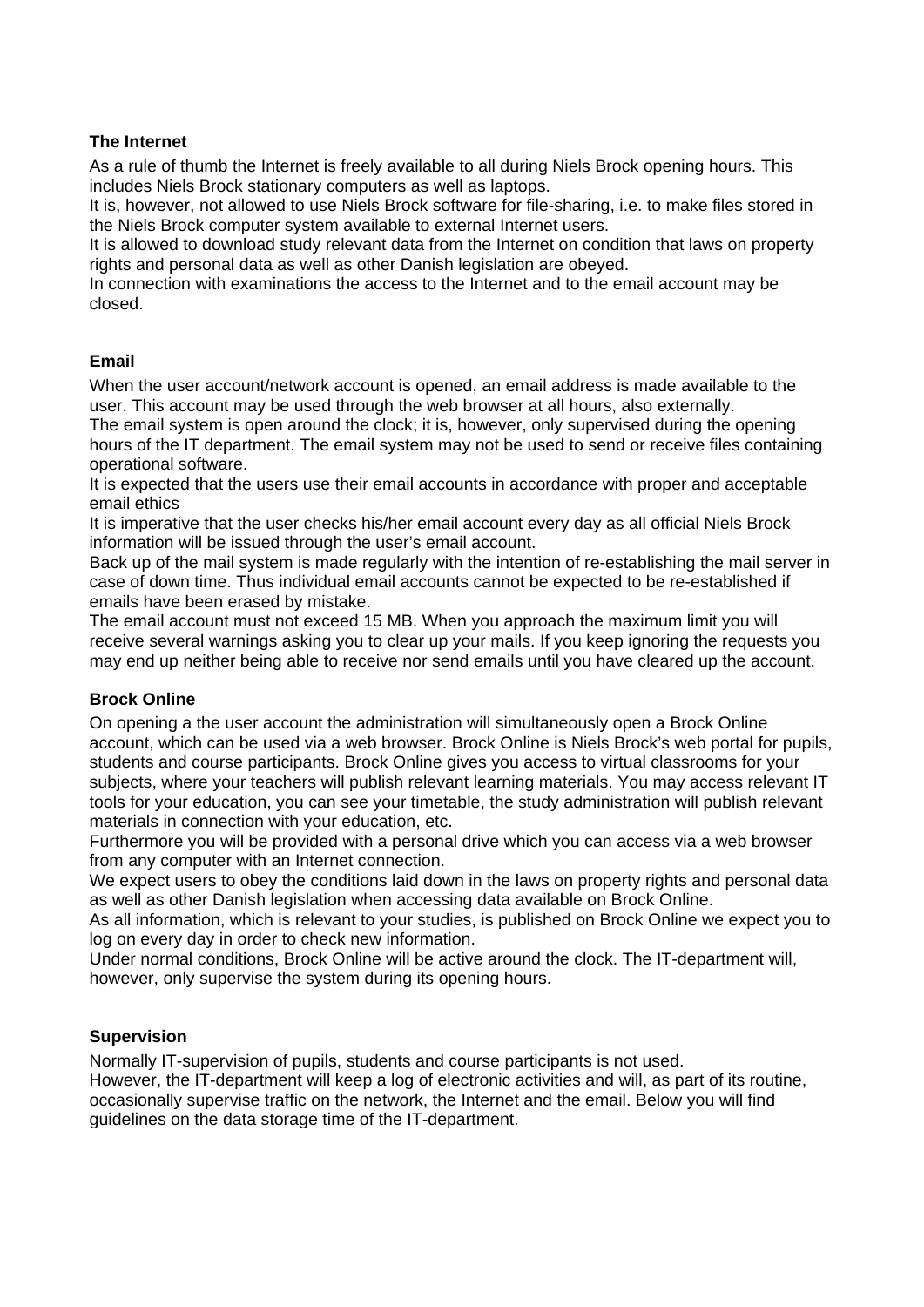**The Internet**

As a rule of thumb the Internet is freely available to all during Niels Brock opening hours. This includes Niels Brock stationary computers as well as laptops.
It is, however, not allowed to use Niels Brock software for file-sharing, i.e. to make files stored in the Niels Brock computer system available to external Internet users.
It is allowed to download study relevant data from the Internet on condition that laws on property rights and personal data as well as other Danish legislation are obeyed.
In connection with examinations the access to the Internet and to the email account may be closed.

**Email**

When the user account/network account is opened, an email address is made available to the user. This account may be used through the web browser at all hours, also externally.
The email system is open around the clock; it is, however, only supervised during the opening hours of the IT department. The email system may not be used to send or receive files containing operational software.
It is expected that the users use their email accounts in accordance with proper and acceptable email ethics
It is imperative that the user checks his/her email account every day as all official Niels Brock information will be issued through the user's email account.
Back up of the mail system is made regularly with the intention of re-establishing the mail server in case of down time. Thus individual email accounts cannot be expected to be re-established if emails have been erased by mistake.
The email account must not exceed 15 MB. When you approach the maximum limit you will receive several warnings asking you to clear up your mails. If you keep ignoring the requests you may end up neither being able to receive nor send emails until you have cleared up the account.

**Brock Online**

On opening a the user account the administration will simultaneously open a Brock Online account, which can be used via a web browser. Brock Online is Niels Brock's web portal for pupils, students and course participants. Brock Online gives you access to virtual classrooms for your subjects, where your teachers will publish relevant learning materials. You may access relevant IT tools for your education, you can see your timetable, the study administration will publish relevant materials in connection with your education, etc.
Furthermore you will be provided with a personal drive which you can access via a web browser from any computer with an Internet connection.
We expect users to obey the conditions laid down in the laws on property rights and personal data as well as other Danish legislation when accessing data available on Brock Online.
As all information, which is relevant to your studies, is published on Brock Online we expect you to log on every day in order to check new information.
Under normal conditions, Brock Online will be active around the clock. The IT-department will, however, only supervise the system during its opening hours.

**Supervision**

Normally IT-supervision of pupils, students and course participants is not used.
However, the IT-department will keep a log of electronic activities and will, as part of its routine, occasionally supervise traffic on the network, the Internet and the email. Below you will find guidelines on the data storage time of the IT-department.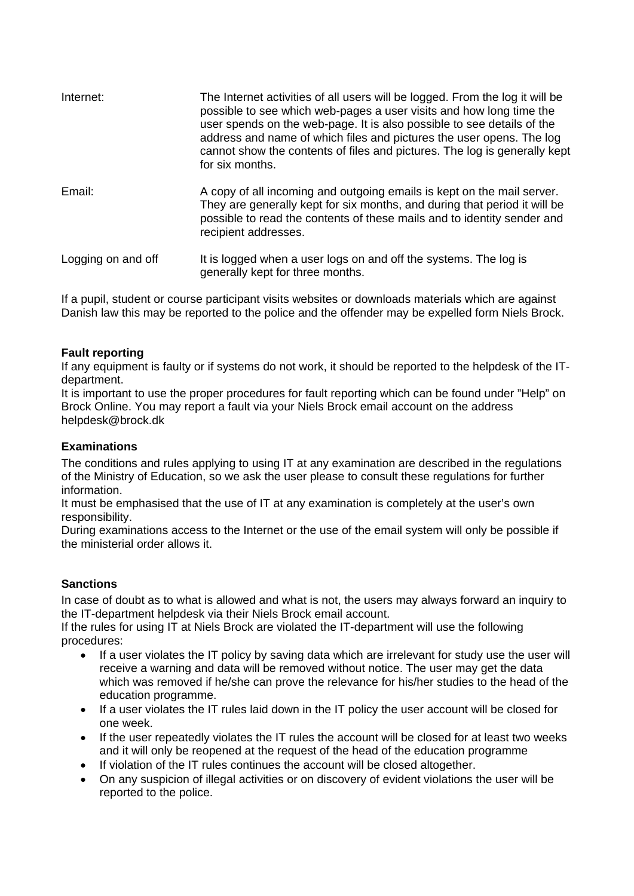| | |
|---|---|
| Internet: | The Internet activities of all users will be logged. From the log it will be possible to see which web-pages a user visits and how long time the user spends on the web-page. It is also possible to see details of the address and name of which files and pictures the user opens. The log cannot show the contents of files and pictures. The log is generally kept for six months. |
| Email: | A copy of all incoming and outgoing emails is kept on the mail server. They are generally kept for six months, and during that period it will be possible to read the contents of these mails and to identity sender and recipient addresses. |
| Logging on and off | It is logged when a user logs on and off the systems. The log is generally kept for three months. |

If a pupil, student or course participant visits websites or downloads materials which are against Danish law this may be reported to the police and the offender may be expelled form Niels Brock.

**Fault reporting**

If any equipment is faulty or if systems do not work, it should be reported to the helpdesk of the IT-department.
It is important to use the proper procedures for fault reporting which can be found under "Help" on Brock Online. You may report a fault via your Niels Brock email account on the address helpdesk@brock.dk

**Examinations**

The conditions and rules applying to using IT at any examination are described in the regulations of the Ministry of Education, so we ask the user please to consult these regulations for further information.
It must be emphasised that the use of IT at any examination is completely at the user's own responsibility.
During examinations access to the Internet or the use of the email system will only be possible if the ministerial order allows it.

**Sanctions**

In case of doubt as to what is allowed and what is not, the users may always forward an inquiry to the IT-department helpdesk via their Niels Brock email account.
If the rules for using IT at Niels Brock are violated the IT-department will use the following procedures:

- If a user violates the IT policy by saving data which are irrelevant for study use the user will receive a warning and data will be removed without notice. The user may get the data which was removed if he/she can prove the relevance for his/her studies to the head of the education programme.
- If a user violates the IT rules laid down in the IT policy the user account will be closed for one week.
- If the user repeatedly violates the IT rules the account will be closed for at least two weeks and it will only be reopened at the request of the head of the education programme
- If violation of the IT rules continues the account will be closed altogether.
- On any suspicion of illegal activities or on discovery of evident violations the user will be reported to the police.